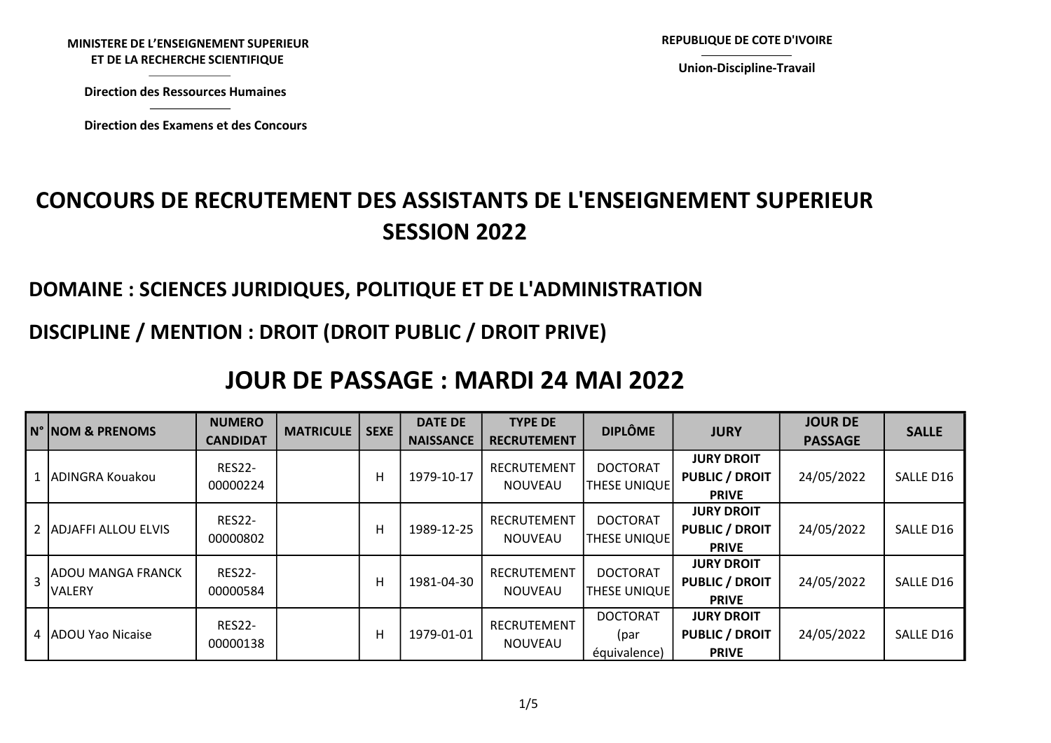**MINISTERE DE L'ENSEIGNEMENT SUPERIEUR ET DE LA RECHERCHE SCIENTIFIQUE**

**Direction des Ressources Humaines**

**Direction des Examens et des Concours**

**REPUBLIQUE DE COTE D'IVOIRE**

**Union-Discipline-Travail**

# CONCOURS DE RECRUTEMENT DES ASSISTANTS DE L'ENSEIGNEMENT SUPERIEUR SESSION 2022

## DOMAINE : SCIENCES JURIDIQUES, POLITIQUE ET DE L'ADMINISTRATION

## DISCIPLINE / MENTION : DROIT (DROIT PUBLIC / DROIT PRIVE)

# JOUR DE PASSAGE : MARDI 24 MAI 2022

| N° | NOM & PRENOMS | NUMERO CANDIDAT | MATRICULE | SEXE | DATE DE NAISSANCE | TYPE DE RECRUTEMENT | DIPLÔME | JURY | JOUR DE PASSAGE | SALLE |
|---|---|---|---|---|---|---|---|---|---|---|
| 1 | ADINGRA Kouakou | RES22-00000224 | | H | 1979-10-17 | RECRUTEMENT NOUVEAU | DOCTORAT THESE UNIQUE | **JURY DROIT PUBLIC / DROIT PRIVE** | 24/05/2022 | SALLE D16 |
| 2 | ADJAFFI ALLOU ELVIS | RES22-00000802 | | H | 1989-12-25 | RECRUTEMENT NOUVEAU | DOCTORAT THESE UNIQUE | **JURY DROIT PUBLIC / DROIT PRIVE** | 24/05/2022 | SALLE D16 |
| 3 | ADOU MANGA FRANCK VALERY | RES22-00000584 | | H | 1981-04-30 | RECRUTEMENT NOUVEAU | DOCTORAT THESE UNIQUE | **JURY DROIT PUBLIC / DROIT PRIVE** | 24/05/2022 | SALLE D16 |
| 4 | ADOU Yao Nicaise | RES22-00000138 | | H | 1979-01-01 | RECRUTEMENT NOUVEAU | DOCTORAT (par équivalence) | **JURY DROIT PUBLIC / DROIT PRIVE** | 24/05/2022 | SALLE D16 |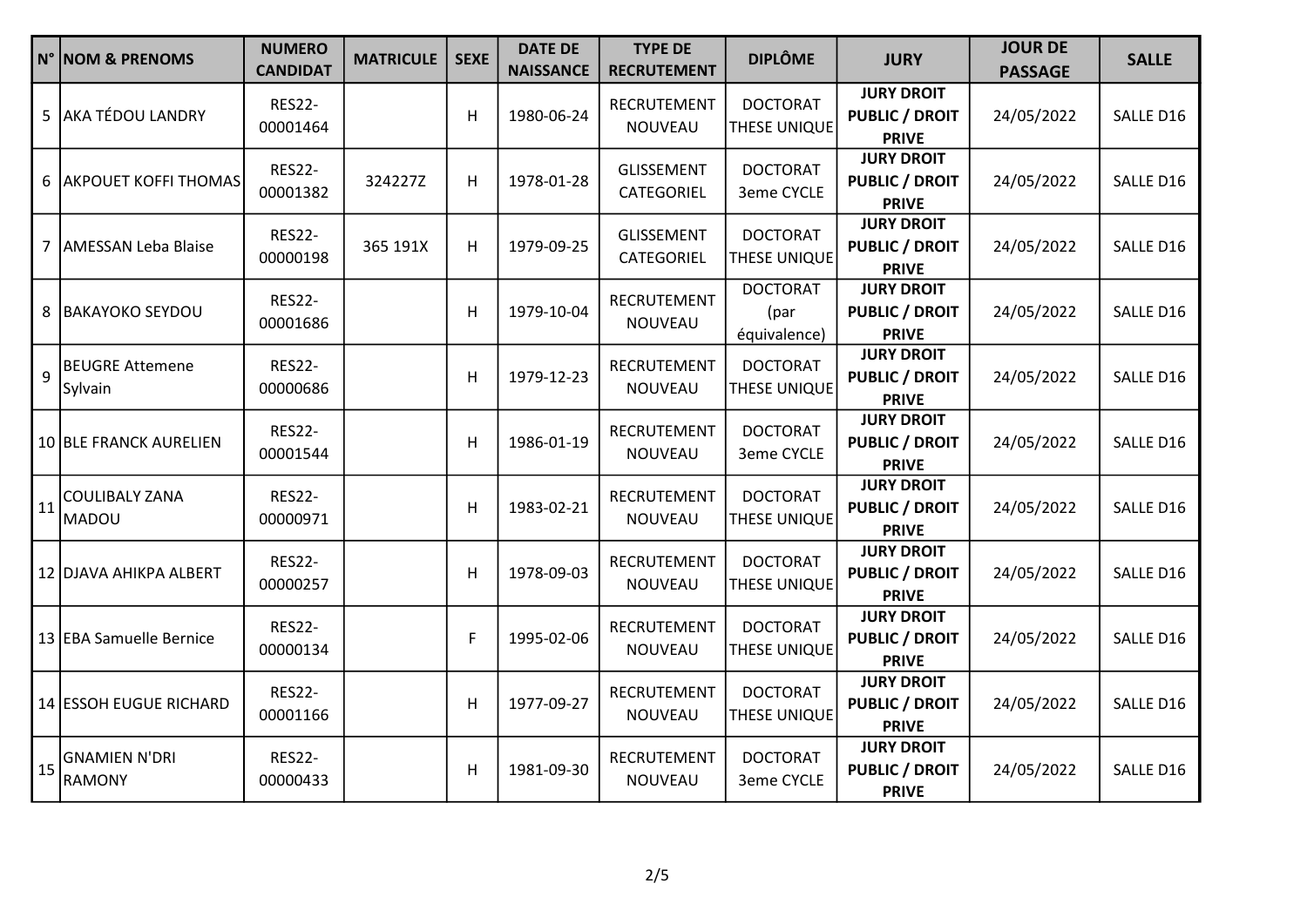| N° | NOM & PRENOMS | NUMERO CANDIDAT | MATRICULE | SEXE | DATE DE NAISSANCE | TYPE DE RECRUTEMENT | DIPLÔME | JURY | JOUR DE PASSAGE | SALLE |
|---|---|---|---|---|---|---|---|---|---|---|
| 5 | AKA TÉDOU LANDRY | RES22-00001464 | | H | 1980-06-24 | RECRUTEMENT NOUVEAU | DOCTORAT THESE UNIQUE | **JURY DROIT PUBLIC / DROIT PRIVE** | 24/05/2022 | SALLE D16 |
| 6 | AKPOUET KOFFI THOMAS | RES22-00001382 | 324227Z | H | 1978-01-28 | GLISSEMENT CATEGORIEL | DOCTORAT 3eme CYCLE | **JURY DROIT PUBLIC / DROIT PRIVE** | 24/05/2022 | SALLE D16 |
| 7 | AMESSAN Leba Blaise | RES22-00000198 | 365 191X | H | 1979-09-25 | GLISSEMENT CATEGORIEL | DOCTORAT THESE UNIQUE | **JURY DROIT PUBLIC / DROIT PRIVE** | 24/05/2022 | SALLE D16 |
| 8 | BAKAYOKO SEYDOU | RES22-00001686 | | H | 1979-10-04 | RECRUTEMENT NOUVEAU | DOCTORAT (par équivalence) | **JURY DROIT PUBLIC / DROIT PRIVE** | 24/05/2022 | SALLE D16 |
| 9 | BEUGRE Attemene Sylvain | RES22-00000686 | | H | 1979-12-23 | RECRUTEMENT NOUVEAU | DOCTORAT THESE UNIQUE | **JURY DROIT PUBLIC / DROIT PRIVE** | 24/05/2022 | SALLE D16 |
| 10 | BLE FRANCK AURELIEN | RES22-00001544 | | H | 1986-01-19 | RECRUTEMENT NOUVEAU | DOCTORAT 3eme CYCLE | **JURY DROIT PUBLIC / DROIT PRIVE** | 24/05/2022 | SALLE D16 |
| 11 | COULIBALY ZANA MADOU | RES22-00000971 | | H | 1983-02-21 | RECRUTEMENT NOUVEAU | DOCTORAT THESE UNIQUE | **JURY DROIT PUBLIC / DROIT PRIVE** | 24/05/2022 | SALLE D16 |
| 12 | DJAVA AHIKPA ALBERT | RES22-00000257 | | H | 1978-09-03 | RECRUTEMENT NOUVEAU | DOCTORAT THESE UNIQUE | **JURY DROIT PUBLIC / DROIT PRIVE** | 24/05/2022 | SALLE D16 |
| 13 | EBA Samuelle Bernice | RES22-00000134 | | F | 1995-02-06 | RECRUTEMENT NOUVEAU | DOCTORAT THESE UNIQUE | **JURY DROIT PUBLIC / DROIT PRIVE** | 24/05/2022 | SALLE D16 |
| 14 | ESSOH EUGUE RICHARD | RES22-00001166 | | H | 1977-09-27 | RECRUTEMENT NOUVEAU | DOCTORAT THESE UNIQUE | **JURY DROIT PUBLIC / DROIT PRIVE** | 24/05/2022 | SALLE D16 |
| 15 | GNAMIEN N'DRI RAMONY | RES22-00000433 | | H | 1981-09-30 | RECRUTEMENT NOUVEAU | DOCTORAT 3eme CYCLE | **JURY DROIT PUBLIC / DROIT PRIVE** | 24/05/2022 | SALLE D16 |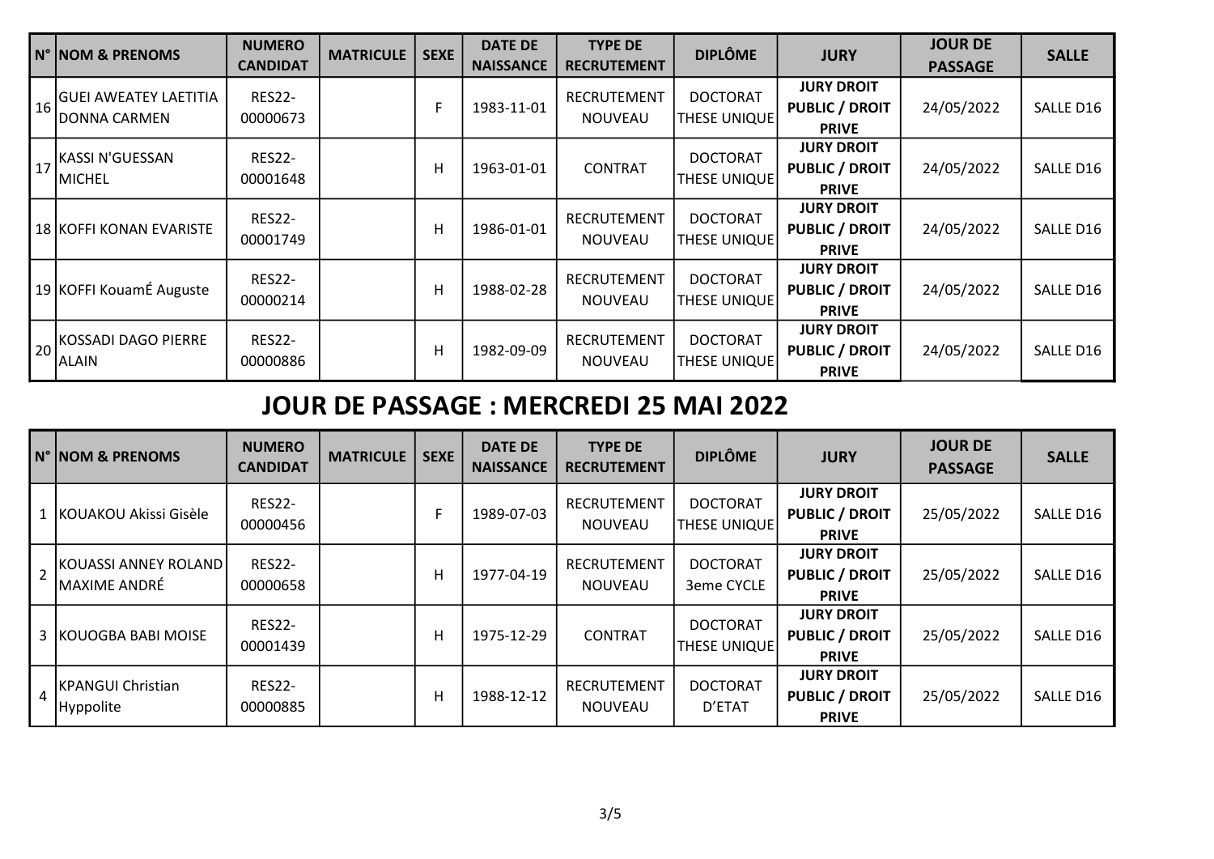| N° | NOM & PRENOMS | NUMERO CANDIDAT | MATRICULE | SEXE | DATE DE NAISSANCE | TYPE DE RECRUTEMENT | DIPLÔME | JURY | JOUR DE PASSAGE | SALLE |
|---|---|---|---|---|---|---|---|---|---|---|
| 16 | GUEI AWEATEY LAETITIA DONNA CARMEN | RES22-00000673 | | F | 1983-11-01 | RECRUTEMENT NOUVEAU | DOCTORAT THESE UNIQUE | JURY DROIT PUBLIC / DROIT PRIVE | 24/05/2022 | SALLE D16 |
| 17 | KASSI N'GUESSAN MICHEL | RES22-00001648 | | H | 1963-01-01 | CONTRAT | DOCTORAT THESE UNIQUE | JURY DROIT PUBLIC / DROIT PRIVE | 24/05/2022 | SALLE D16 |
| 18 | KOFFI KONAN EVARISTE | RES22-00001749 | | H | 1986-01-01 | RECRUTEMENT NOUVEAU | DOCTORAT THESE UNIQUE | JURY DROIT PUBLIC / DROIT PRIVE | 24/05/2022 | SALLE D16 |
| 19 | KOFFI KouamÉ Auguste | RES22-00000214 | | H | 1988-02-28 | RECRUTEMENT NOUVEAU | DOCTORAT THESE UNIQUE | JURY DROIT PUBLIC / DROIT PRIVE | 24/05/2022 | SALLE D16 |
| 20 | KOSSADI DAGO PIERRE ALAIN | RES22-00000886 | | H | 1982-09-09 | RECRUTEMENT NOUVEAU | DOCTORAT THESE UNIQUE | JURY DROIT PUBLIC / DROIT PRIVE | 24/05/2022 | SALLE D16 |

## JOUR DE PASSAGE : MERCREDI 25 MAI 2022

| N° | NOM & PRENOMS | NUMERO CANDIDAT | MATRICULE | SEXE | DATE DE NAISSANCE | TYPE DE RECRUTEMENT | DIPLÔME | JURY | JOUR DE PASSAGE | SALLE |
|---|---|---|---|---|---|---|---|---|---|---|
| 1 | KOUAKOU Akissi Gisèle | RES22-00000456 | | F | 1989-07-03 | RECRUTEMENT NOUVEAU | DOCTORAT THESE UNIQUE | JURY DROIT PUBLIC / DROIT PRIVE | 25/05/2022 | SALLE D16 |
| 2 | KOUASSI ANNEY ROLAND MAXIME ANDRÉ | RES22-00000658 | | H | 1977-04-19 | RECRUTEMENT NOUVEAU | DOCTORAT 3eme CYCLE | JURY DROIT PUBLIC / DROIT PRIVE | 25/05/2022 | SALLE D16 |
| 3 | KOUOGBA BABI MOISE | RES22-00001439 | | H | 1975-12-29 | CONTRAT | DOCTORAT THESE UNIQUE | JURY DROIT PUBLIC / DROIT PRIVE | 25/05/2022 | SALLE D16 |
| 4 | KPANGUI Christian Hyppolite | RES22-00000885 | | H | 1988-12-12 | RECRUTEMENT NOUVEAU | DOCTORAT D'ETAT | JURY DROIT PUBLIC / DROIT PRIVE | 25/05/2022 | SALLE D16 |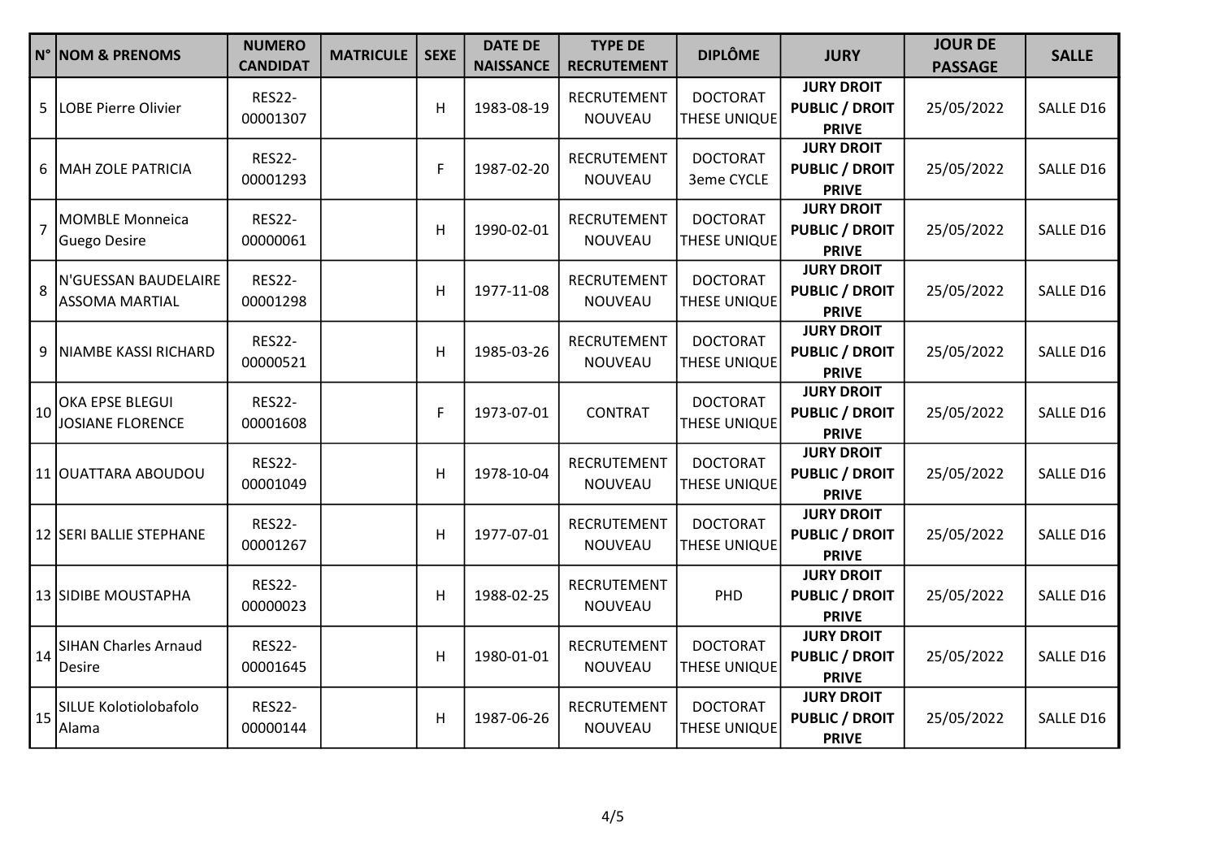| N° | NOM & PRENOMS | NUMERO CANDIDAT | MATRICULE | SEXE | DATE DE NAISSANCE | TYPE DE RECRUTEMENT | DIPLÔME | JURY | JOUR DE PASSAGE | SALLE |
|---|---|---|---|---|---|---|---|---|---|---|
| 5 | LOBE Pierre Olivier | RES22-00001307 | | H | 1983-08-19 | RECRUTEMENT NOUVEAU | DOCTORAT THESE UNIQUE | **JURY DROIT PUBLIC / DROIT PRIVE** | 25/05/2022 | SALLE D16 |
| 6 | MAH ZOLE PATRICIA | RES22-00001293 | | F | 1987-02-20 | RECRUTEMENT NOUVEAU | DOCTORAT 3eme CYCLE | **JURY DROIT PUBLIC / DROIT PRIVE** | 25/05/2022 | SALLE D16 |
| 7 | MOMBLE Monneica Guego Desire | RES22-00000061 | | H | 1990-02-01 | RECRUTEMENT NOUVEAU | DOCTORAT THESE UNIQUE | **JURY DROIT PUBLIC / DROIT PRIVE** | 25/05/2022 | SALLE D16 |
| 8 | N'GUESSAN BAUDELAIRE ASSOMA MARTIAL | RES22-00001298 | | H | 1977-11-08 | RECRUTEMENT NOUVEAU | DOCTORAT THESE UNIQUE | **JURY DROIT PUBLIC / DROIT PRIVE** | 25/05/2022 | SALLE D16 |
| 9 | NIAMBE KASSI RICHARD | RES22-00000521 | | H | 1985-03-26 | RECRUTEMENT NOUVEAU | DOCTORAT THESE UNIQUE | **JURY DROIT PUBLIC / DROIT PRIVE** | 25/05/2022 | SALLE D16 |
| 10 | OKA EPSE BLEGUI JOSIANE FLORENCE | RES22-00001608 | | F | 1973-07-01 | CONTRAT | DOCTORAT THESE UNIQUE | **JURY DROIT PUBLIC / DROIT PRIVE** | 25/05/2022 | SALLE D16 |
| 11 | OUATTARA ABOUDOU | RES22-00001049 | | H | 1978-10-04 | RECRUTEMENT NOUVEAU | DOCTORAT THESE UNIQUE | **JURY DROIT PUBLIC / DROIT PRIVE** | 25/05/2022 | SALLE D16 |
| 12 | SERI BALLIE STEPHANE | RES22-00001267 | | H | 1977-07-01 | RECRUTEMENT NOUVEAU | DOCTORAT THESE UNIQUE | **JURY DROIT PUBLIC / DROIT PRIVE** | 25/05/2022 | SALLE D16 |
| 13 | SIDIBE MOUSTAPHA | RES22-00000023 | | H | 1988-02-25 | RECRUTEMENT NOUVEAU | PHD | **JURY DROIT PUBLIC / DROIT PRIVE** | 25/05/2022 | SALLE D16 |
| 14 | SIHAN Charles Arnaud Desire | RES22-00001645 | | H | 1980-01-01 | RECRUTEMENT NOUVEAU | DOCTORAT THESE UNIQUE | **JURY DROIT PUBLIC / DROIT PRIVE** | 25/05/2022 | SALLE D16 |
| 15 | SILUE Kolotiolobafolo Alama | RES22-00000144 | | H | 1987-06-26 | RECRUTEMENT NOUVEAU | DOCTORAT THESE UNIQUE | **JURY DROIT PUBLIC / DROIT PRIVE** | 25/05/2022 | SALLE D16 |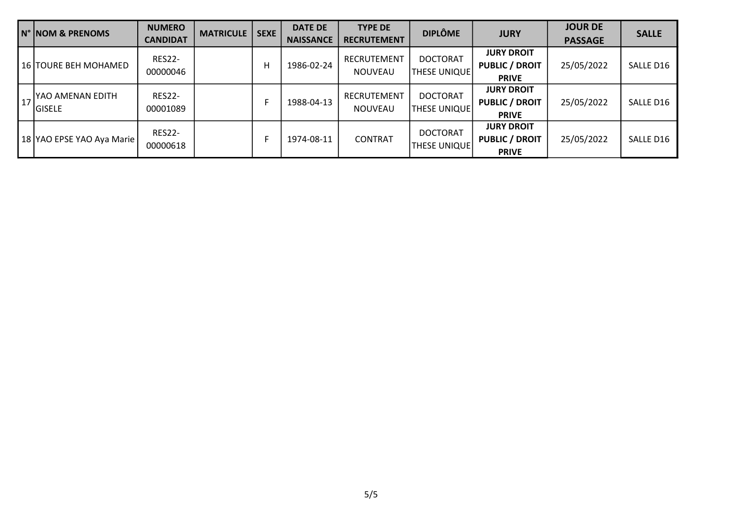| N° | NOM & PRENOMS | NUMERO CANDIDAT | MATRICULE | SEXE | DATE DE NAISSANCE | TYPE DE RECRUTEMENT | DIPLÔME | JURY | JOUR DE PASSAGE | SALLE |
|---|---|---|---|---|---|---|---|---|---|---|
| 16 | TOURE BEH MOHAMED | RES22-00000046 | | H | 1986-02-24 | RECRUTEMENT NOUVEAU | DOCTORAT THESE UNIQUE | **JURY DROIT PUBLIC / DROIT PRIVE** | 25/05/2022 | SALLE D16 |
| 17 | YAO AMENAN EDITH GISELE | RES22-00001089 | | F | 1988-04-13 | RECRUTEMENT NOUVEAU | DOCTORAT THESE UNIQUE | **JURY DROIT PUBLIC / DROIT PRIVE** | 25/05/2022 | SALLE D16 |
| 18 | YAO EPSE YAO Aya Marie | RES22-00000618 | | F | 1974-08-11 | CONTRAT | DOCTORAT THESE UNIQUE | **JURY DROIT PUBLIC / DROIT PRIVE** | 25/05/2022 | SALLE D16 |